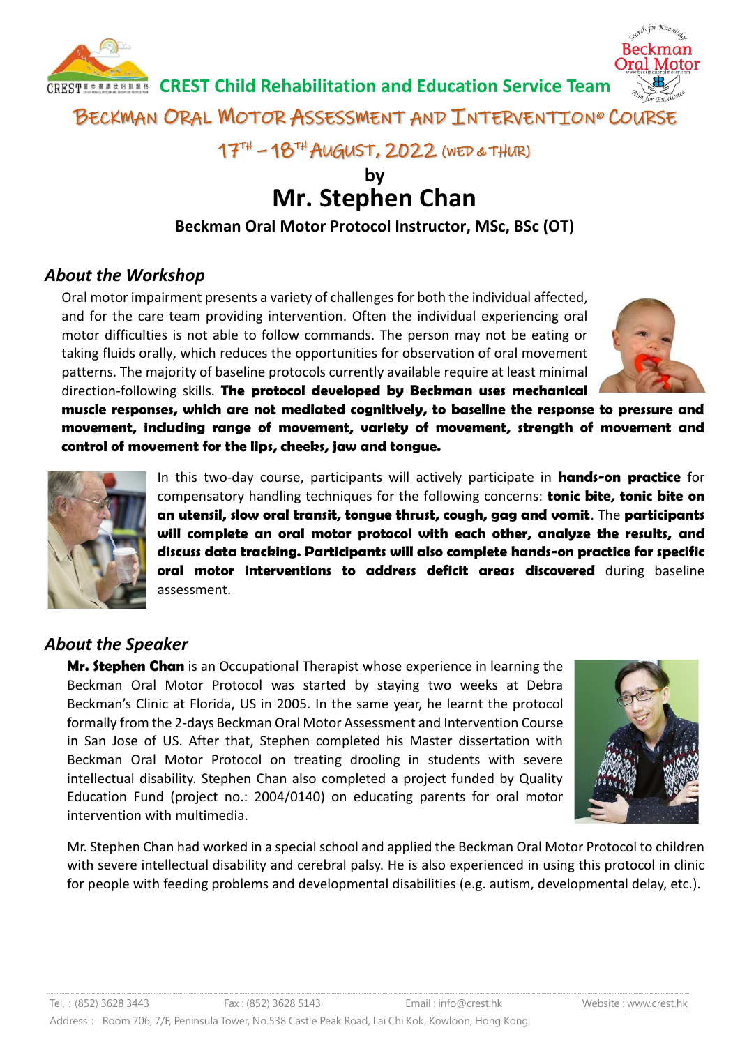**CREST Child Rehabilitation and Education Service Team**

# Beckman Oral Motor Assessment and Intervention© Course

## 17TH – 18TH August, 2022 (Wed & Thur)

**by**

# Mr. Stephen Chan

**Beckman Oral Motor Protocol Instructor, MSc, BSc (OT)**

## *About the Workshop*

Oral motor impairment presents a variety of challenges for both the individual affected, and for the care team providing intervention. Often the individual experiencing oral motor difficulties is not able to follow commands. The person may not be eating or taking fluids orally, which reduces the opportunities for observation of oral movement patterns. The majority of baseline protocols currently available require at least minimal direction-following skills. **The protocol developed by Beckman uses mechanical muscle responses, which are not mediated cognitively, to baseline the response to pressure and movement, including range of movement, variety of movement, strength of movement and control of movement for the lips, cheeks, jaw and tongue.**

In this two-day course, participants will actively participate in **hands-on practice** for compensatory handling techniques for the following concerns: **tonic bite, tonic bite on an utensil, slow oral transit, tongue thrust, cough, gag and vomit**. The **participants will complete an oral motor protocol with each other, analyze the results, and discuss data tracking. Participants will also complete hands-on practice for specific oral motor interventions to address deficit areas discovered** during baseline assessment.

## *About the Speaker*

**Mr. Stephen Chan** is an Occupational Therapist whose experience in learning the Beckman Oral Motor Protocol was started by staying two weeks at Debra Beckman's Clinic at Florida, US in 2005. In the same year, he learnt the protocol formally from the 2-days Beckman Oral Motor Assessment and Intervention Course in San Jose of US. After that, Stephen completed his Master dissertation with Beckman Oral Motor Protocol on treating drooling in students with severe intellectual disability. Stephen Chan also completed a project funded by Quality Education Fund (project no.: 2004/0140) on educating parents for oral motor intervention with multimedia.

Mr. Stephen Chan had worked in a special school and applied the Beckman Oral Motor Protocol to children with severe intellectual disability and cerebral palsy. He is also experienced in using this protocol in clinic for people with feeding problems and developmental disabilities (e.g. autism, developmental delay, etc.).

Tel. : (852) 3628 3443 Fax : (852) 3628 5143 Email : info@crest.hk Website : www.crest.hk

Address : Room 706, 7/F, Peninsula Tower, No.538 Castle Peak Road, Lai Chi Kok, Kowloon, Hong Kong.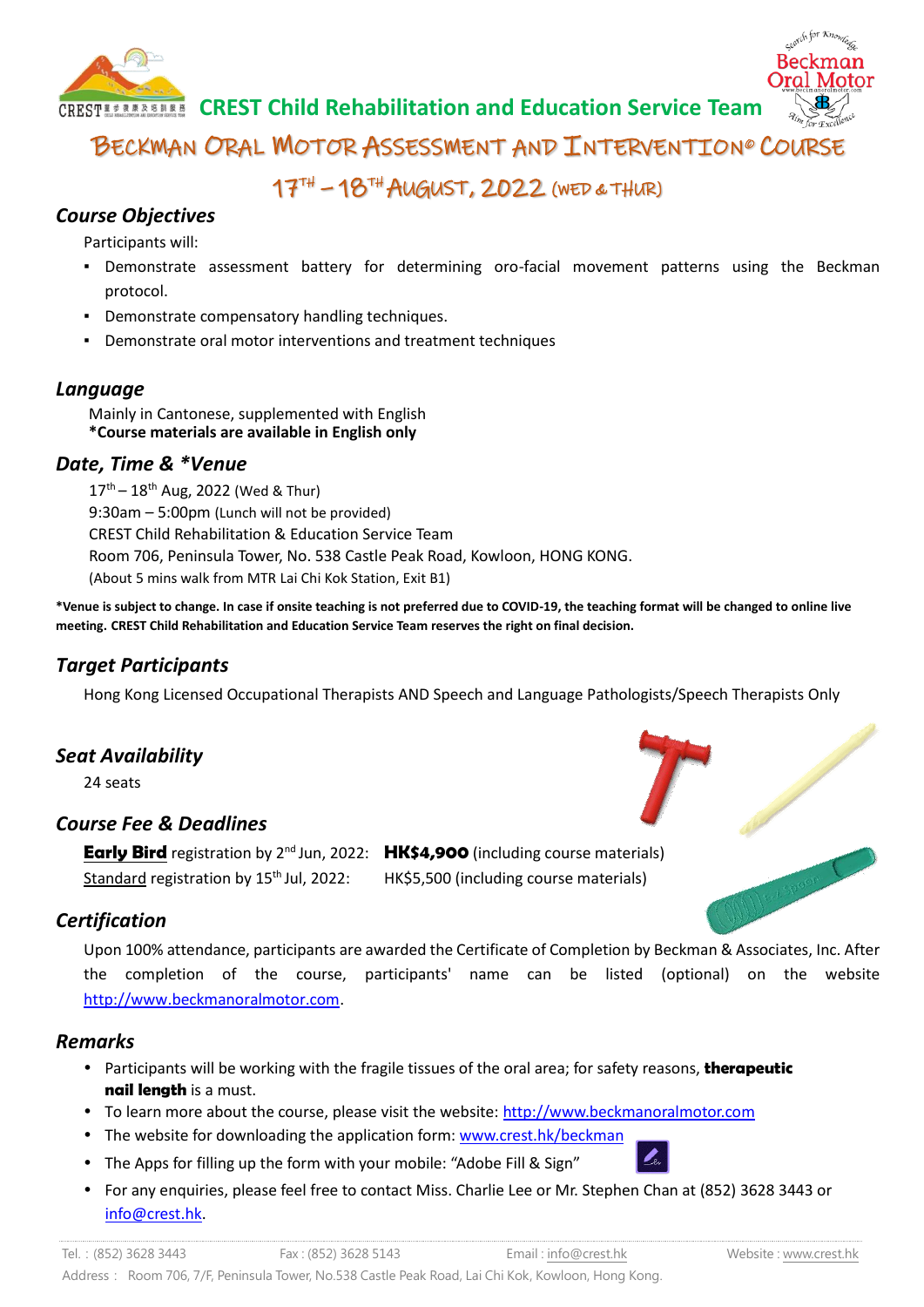# CREST Child Rehabilitation and Education Service Team

## Beckman Oral Motor Assessment and Intervention© Course

### 17th – 18th August, 2022 (Wed & Thur)

### *Course Objectives*

Participants will:

- Demonstrate assessment battery for determining oro-facial movement patterns using the Beckman protocol.
- Demonstrate compensatory handling techniques.
- Demonstrate oral motor interventions and treatment techniques

### *Language*

Mainly in Cantonese, supplemented with English
**\*Course materials are available in English only**

### *Date, Time & \*Venue*

17th – 18th Aug, 2022 (Wed & Thur)
9:30am – 5:00pm (Lunch will not be provided)
CREST Child Rehabilitation & Education Service Team
Room 706, Peninsula Tower, No. 538 Castle Peak Road, Kowloon, HONG KONG.
(About 5 mins walk from MTR Lai Chi Kok Station, Exit B1)

**\*Venue is subject to change. In case if onsite teaching is not preferred due to COVID-19, the teaching format will be changed to online live meeting. CREST Child Rehabilitation and Education Service Team reserves the right on final decision.**

### *Target Participants*

Hong Kong Licensed Occupational Therapists AND Speech and Language Pathologists/Speech Therapists Only

### *Seat Availability*

24 seats

### *Course Fee & Deadlines*

**Early Bird** registration by 2nd Jun, 2022: **HK$4,900** (including course materials)
Standard registration by 15th Jul, 2022: HK$5,500 (including course materials)

### *Certification*

Upon 100% attendance, participants are awarded the Certificate of Completion by Beckman & Associates, Inc. After the completion of the course, participants' name can be listed (optional) on the website http://www.beckmanoralmotor.com.

### *Remarks*

- Participants will be working with the fragile tissues of the oral area; for safety reasons, **therapeutic nail length** is a must.
- To learn more about the course, please visit the website: http://www.beckmanoralmotor.com
- The website for downloading the application form: www.crest.hk/beckman
- The Apps for filling up the form with your mobile: “Adobe Fill & Sign”
- For any enquiries, please feel free to contact Miss. Charlie Lee or Mr. Stephen Chan at (852) 3628 3443 or info@crest.hk.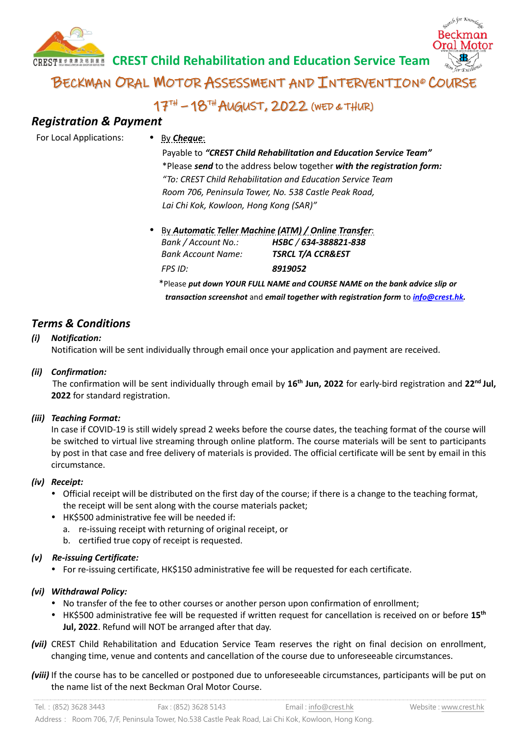# CREST Child Rehabilitation and Education Service Team

## BECKMAN ORAL MOTOR ASSESSMENT AND INTERVENTION© COURSE

### 17TH – 18TH AUGUST, 2022 (WED & THUR)

## *Registration & Payment*

For Local Applications:

- By ***Cheque***:

  Payable to ***"CREST Child Rehabilitation and Education Service Team"***
  *Please ***send*** to the address below together ***with the registration form:***
  *"To: CREST Child Rehabilitation and Education Service Team*
  *Room 706, Peninsula Tower, No. 538 Castle Peak Road,*
  *Lai Chi Kok, Kowloon, Hong Kong (SAR)"*

- By ***Automatic Teller Machine (ATM) / Online Transfer***:

  | | |
  |---|---|
  | *Bank / Account No.:* | ***HSBC / 634-388821-838*** |
  | *Bank Account Name:* | ***TSRCL T/A CCR&EST*** |
  | *FPS ID:* | ***8919052*** |

  *Please ***put down YOUR FULL NAME and COURSE NAME on the bank advice slip or transaction screenshot*** and ***email together with registration form*** to ***info@crest.hk.***

## *Terms & Conditions*

***(i) Notification:***
Notification will be sent individually through email once your application and payment are received.

***(ii) Confirmation:***
The confirmation will be sent individually through email by **16th Jun, 2022** for early-bird registration and **22nd Jul, 2022** for standard registration.

***(iii) Teaching Format:***
In case if COVID-19 is still widely spread 2 weeks before the course dates, the teaching format of the course will be switched to virtual live streaming through online platform. The course materials will be sent to participants by post in that case and free delivery of materials is provided. The official certificate will be sent by email in this circumstance.

***(iv) Receipt:***

- Official receipt will be distributed on the first day of the course; if there is a change to the teaching format, the receipt will be sent along with the course materials packet;
- HK$500 administrative fee will be needed if:
  a. re-issuing receipt with returning of original receipt, or
  b. certified true copy of receipt is requested.

***(v) Re-issuing Certificate:***

- For re-issuing certificate, HK$150 administrative fee will be requested for each certificate.

***(vi) Withdrawal Policy:***

- No transfer of the fee to other courses or another person upon confirmation of enrollment;
- HK$500 administrative fee will be requested if written request for cancellation is received on or before **15th Jul, 2022**. Refund will NOT be arranged after that day.

***(vii)*** CREST Child Rehabilitation and Education Service Team reserves the right on final decision on enrollment, changing time, venue and contents and cancellation of the course due to unforeseeable circumstances.

***(viii)*** If the course has to be cancelled or postponed due to unforeseeable circumstances, participants will be put on the name list of the next Beckman Oral Motor Course.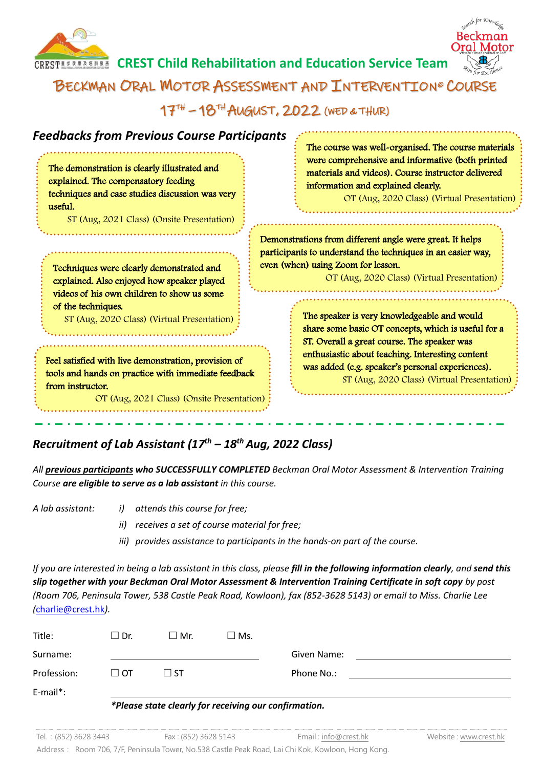CREST Child Rehabilitation and Education Service Team

# BECKMAN ORAL MOTOR ASSESSMENT AND INTERVENTION© COURSE

## 17TH – 18TH AUGUST, 2022 (WED & THUR)

## *Feedbacks from Previous Course Participants*

The demonstration is clearly illustrated and explained. The compensatory feeding techniques and case studies discussion was very useful.
ST (Aug, 2021 Class) (Onsite Presentation)

The course was well-organised. The course materials were comprehensive and informative (both printed materials and videos). Course instructor delivered information and explained clearly.
OT (Aug, 2020 Class) (Virtual Presentation)

Demonstrations from different angle were great. It helps participants to understand the techniques in an easier way, even (when) using Zoom for lesson.
OT (Aug, 2020 Class) (Virtual Presentation)

Techniques were clearly demonstrated and explained. Also enjoyed how speaker played videos of his own children to show us some of the techniques.
ST (Aug, 2020 Class) (Virtual Presentation)

The speaker is very knowledgeable and would share some basic OT concepts, which is useful for a ST. Overall a great course. The speaker was enthusiastic about teaching. Interesting content was added (e.g. speaker's personal experiences).
ST (Aug, 2020 Class) (Virtual Presentation)

Feel satisfied with live demonstration, provision of tools and hands on practice with immediate feedback from instructor.
OT (Aug, 2021 Class) (Onsite Presentation)

## *Recruitment of Lab Assistant (17th – 18th Aug, 2022 Class)*

*All **previous participants** who **SUCCESSFULLY COMPLETED** Beckman Oral Motor Assessment & Intervention Training Course **are eligible to serve as a lab assistant** in this course.*

*A lab assistant:*

*i) attends this course for free;*
*ii) receives a set of course material for free;*
*iii) provides assistance to participants in the hands-on part of the course.*

*If you are interested in being a lab assistant in this class, please **fill in the following information clearly**, and **send this slip together with your Beckman Oral Motor Assessment & Intervention Training Certificate in soft copy** by post (Room 706, Peninsula Tower, 538 Castle Peak Road, Kowloon), fax (852-3628 5143) or email to Miss. Charlie Lee (charlie@crest.hk).*

Title: ☐ Dr. ☐ Mr. ☐ Ms.

Surname: \_\_\_\_\_\_\_\_\_\_\_\_\_\_\_\_ Given Name: \_\_\_\_\_\_\_\_\_\_\_\_\_\_\_\_

Profession: ☐ OT ☐ ST Phone No.: \_\_\_\_\_\_\_\_\_\_\_\_\_\_\_\_

E-mail*: \_\_\_\_\_\_\_\_\_\_\_\_\_\_\_\_\_\_\_\_\_\_\_\_\_\_\_\_\_\_\_\_

***Please state clearly for receiving our confirmation.***

Tel. : (852) 3628 3443 Fax : (852) 3628 5143 Email : info@crest.hk Website : www.crest.hk
Address : Room 706, 7/F, Peninsula Tower, No.538 Castle Peak Road, Lai Chi Kok, Kowloon, Hong Kong.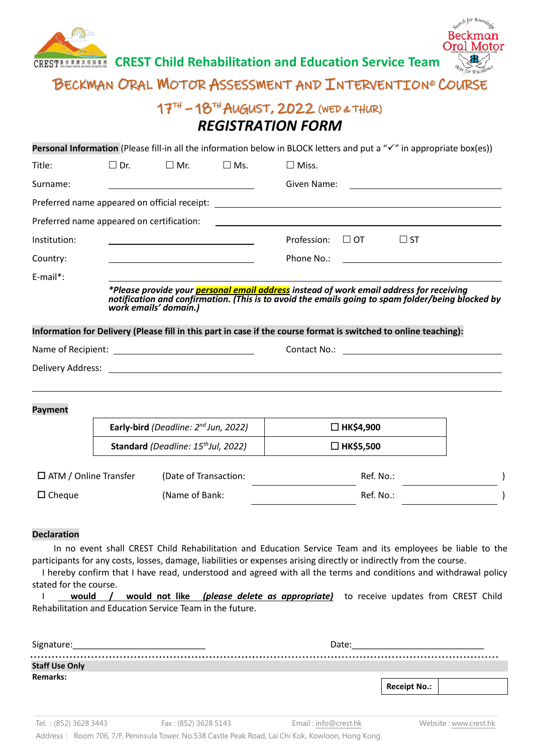CREST Child Rehabilitation and Education Service Team

# BECKMAN ORAL MOTOR ASSESSMENT AND INTERVENTION® COURSE

## 17TH – 18TH AUGUST, 2022 (WED & THUR)

## *REGISTRATION FORM*

**Personal Information** (Please fill-in all the information below in BLOCK letters and put a "✓" in appropriate box(es))

Title: ☐ Dr. ☐ Mr. ☐ Ms. ☐ Miss.

Surname: ______________________ Given Name: ______________________

Preferred name appeared on official receipt: ______________________

Preferred name appeared on certification: ______________________

Institution: ______________________ Profession: ☐ OT ☐ ST

Country: ______________________ Phone No.: ______________________

E-mail*: ______________________

***Please provide your personal email address instead of work email address for receiving notification and confirmation. (This is to avoid the emails going to spam folder/being blocked by work emails' domain.)***

**Information for Delivery (Please fill in this part in case if the course format is switched to online teaching):**

Name of Recipient: ______________________ Contact No.: ______________________

Delivery Address: ______________________

______________________

**Payment**

| | |
|---|---|
| **Early-bird** *(Deadline: 2nd Jun, 2022)* | ☐ **HK$4,900** |
| **Standard** *(Deadline: 15th Jul, 2022)* | ☐ **HK$5,500** |

☐ ATM / Online Transfer (Date of Transaction: ______________ Ref. No.: ______________ )

☐ Cheque (Name of Bank: ______________ Ref. No.: ______________ )

**Declaration**

In no event shall CREST Child Rehabilitation and Education Service Team and its employees be liable to the participants for any costs, losses, damage, liabilities or expenses arising directly or indirectly from the course.

I hereby confirm that I have read, understood and agreed with all the terms and conditions and withdrawal policy stated for the course.

I **would / would not like** ***(please delete as appropriate)*** to receive updates from CREST Child Rehabilitation and Education Service Team in the future.

Signature:___________________________ Date:___________________________

**Staff Use Only**

**Remarks:**

| **Receipt No.:** | |
|---|---|

Tel. : (852) 3628 3443 Fax : (852) 3628 5143 Email : info@crest.hk Website : www.crest.hk

Address : Room 706, 7/F, Peninsula Tower, No.538 Castle Peak Road, Lai Chi Kok, Kowloon, Hong Kong.